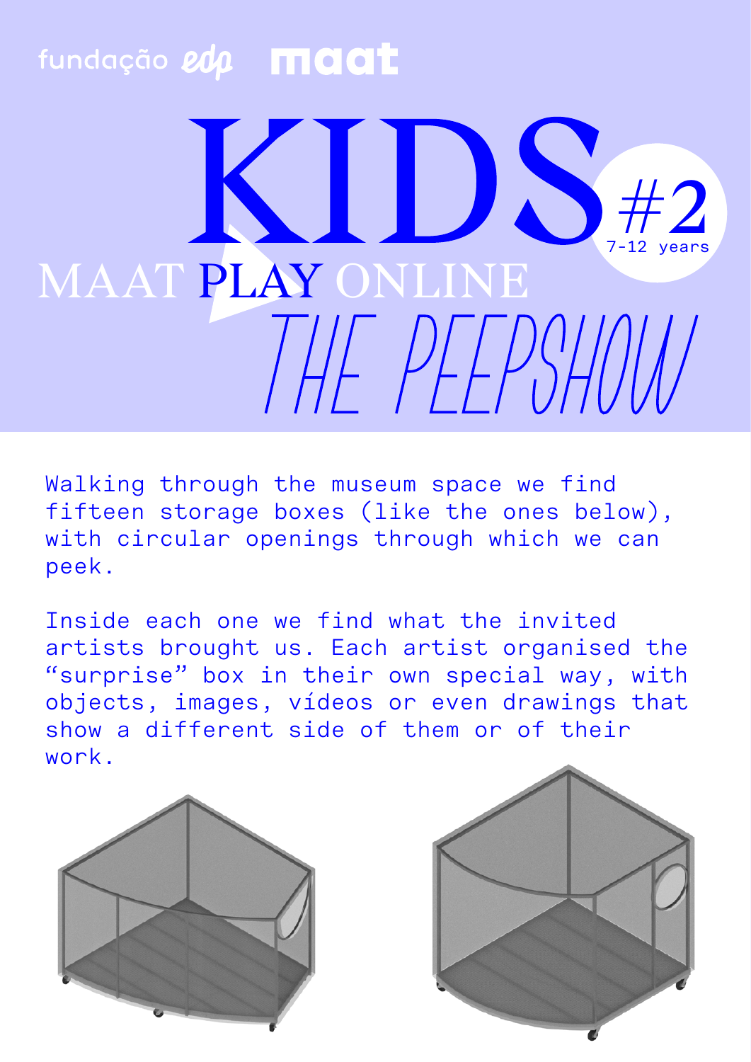fundação edp maat

# KIDS #2

7-12 years

## MAAT PLAY ONLINE

## THE PEEPSHOW

Walking through the museum space we find fifteen storage boxes (like the ones below), with circular openings through which we can peek.

Inside each one we find what the invited artists brought us. Each artist organised the “surprise” box in their own special way, with objects, images, vídeos or even drawings that show a different side of them or of their work.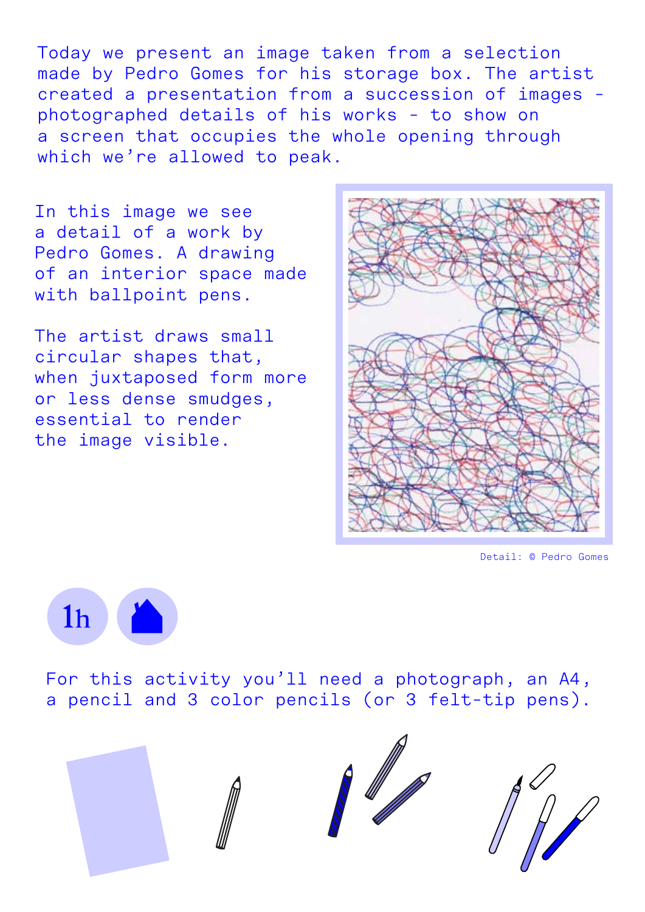Today we present an image taken from a selection made by Pedro Gomes for his storage box. The artist created a presentation from a succession of images - photographed details of his works - to show on a screen that occupies the whole opening through which we're allowed to peak.

In this image we see a detail of a work by Pedro Gomes. A drawing of an interior space made with ballpoint pens.

The artist draws small circular shapes that, when juxtaposed form more or less dense smudges, essential to render the image visible.

Detail: © Pedro Gomes

1h

For this activity you'll need a photograph, an A4, a pencil and 3 color pencils (or 3 felt-tip pens).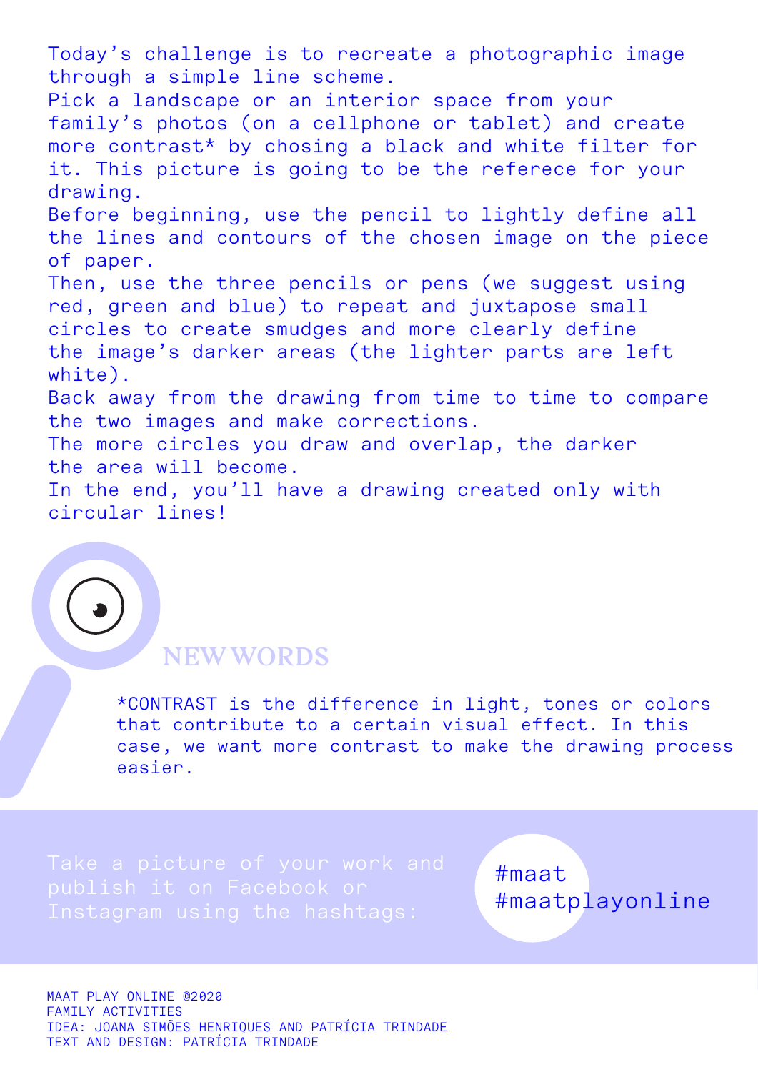Today's challenge is to recreate a photographic image through a simple line scheme.
Pick a landscape or an interior space from your family's photos (on a cellphone or tablet) and create more contrast* by chosing a black and white filter for it. This picture is going to be the referece for your drawing.
Before beginning, use the pencil to lightly define all the lines and contours of the chosen image on the piece of paper.
Then, use the three pencils or pens (we suggest using red, green and blue) to repeat and juxtapose small circles to create smudges and more clearly define the image's darker areas (the lighter parts are left white).
Back away from the drawing from time to time to compare the two images and make corrections.
The more circles you draw and overlap, the darker the area will become.
In the end, you'll have a drawing created only with circular lines!

## NEW WORDS

*CONTRAST is the difference in light, tones or colors that contribute to a certain visual effect. In this case, we want more contrast to make the drawing process easier.

Take a picture of your work and publish it on Facebook or Instagram using the hashtags:

#maat
#maatplayonline

MAAT PLAY ONLINE ©2020
FAMILY ACTIVITIES
IDEA: JOANA SIMÕES HENRIQUES AND PATRÍCIA TRINDADE
TEXT AND DESIGN: PATRÍCIA TRINDADE